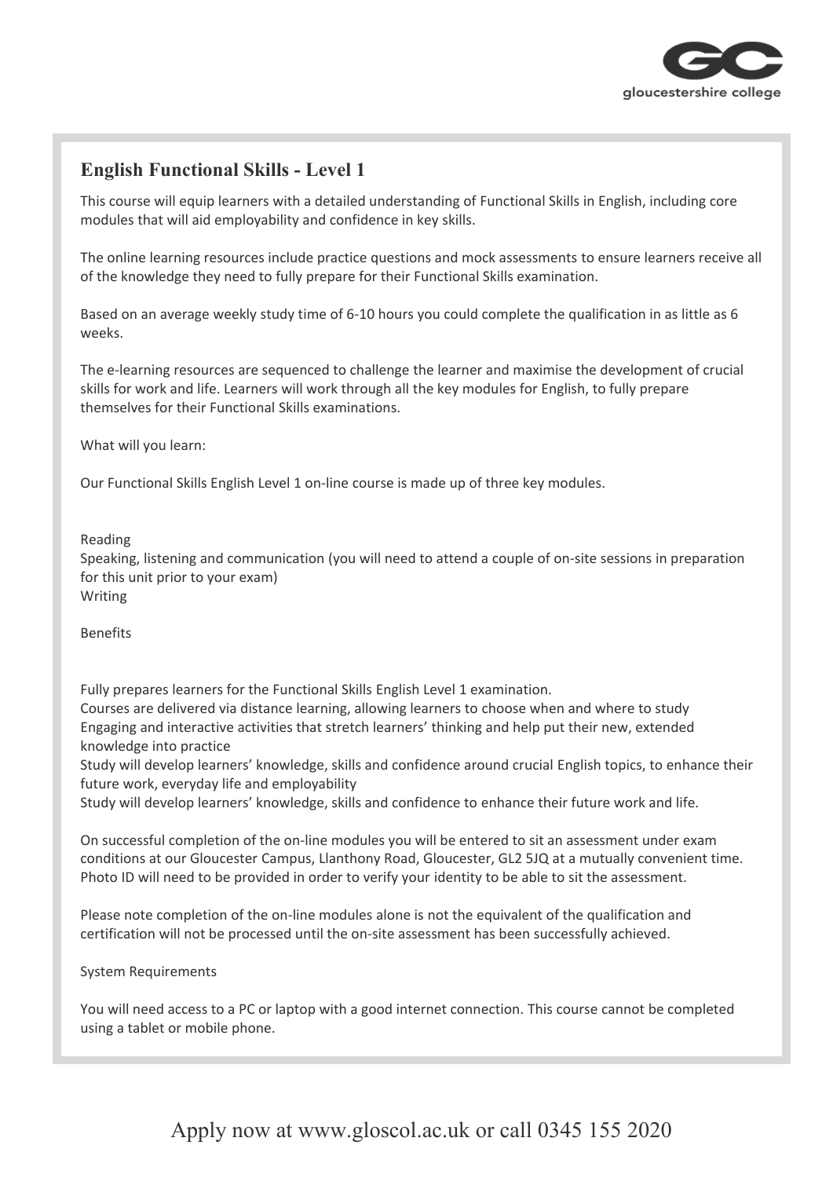## English Functional Skills - Level 1

This course will equip learners with a detailed understanding of Functional Skills in English, including core modules that will aid employability and confidence in key skills.

The online learning resources include practice questions and mock assessments to ensure learners receive all of the knowledge they need to fully prepare for their Functional Skills examination.

Based on an average weekly study time of 6-10 hours you could complete the qualification in as little as 6 weeks.

The e-learning resources are sequenced to challenge the learner and maximise the development of crucial skills for work and life. Learners will work through all the key modules for English, to fully prepare themselves for their Functional Skills examinations.

What will you learn:

Our Functional Skills English Level 1 on-line course is made up of three key modules.

Reading
Speaking, listening and communication (you will need to attend a couple of on-site sessions in preparation for this unit prior to your exam)
Writing

Benefits

Fully prepares learners for the Functional Skills English Level 1 examination.
Courses are delivered via distance learning, allowing learners to choose when and where to study
Engaging and interactive activities that stretch learners' thinking and help put their new, extended knowledge into practice
Study will develop learners' knowledge, skills and confidence around crucial English topics, to enhance their future work, everyday life and employability
Study will develop learners' knowledge, skills and confidence to enhance their future work and life.

On successful completion of the on-line modules you will be entered to sit an assessment under exam conditions at our Gloucester Campus, Llanthony Road, Gloucester, GL2 5JQ at a mutually convenient time. Photo ID will need to be provided in order to verify your identity to be able to sit the assessment.

Please note completion of the on-line modules alone is not the equivalent of the qualification and certification will not be processed until the on-site assessment has been successfully achieved.

System Requirements

You will need access to a PC or laptop with a good internet connection. This course cannot be completed using a tablet or mobile phone.

Apply now at www.gloscol.ac.uk or call 0345 155 2020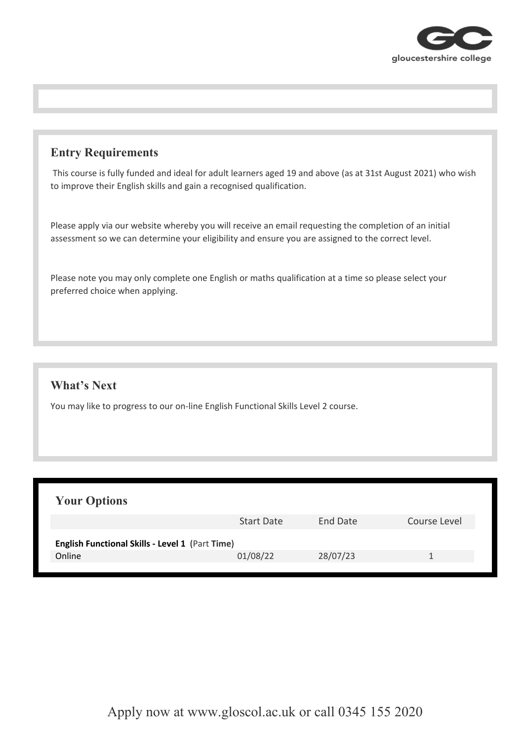## Entry Requirements

This course is fully funded and ideal for adult learners aged 19 and above (as at 31st August 2021) who wish to improve their English skills and gain a recognised qualification.

Please apply via our website whereby you will receive an email requesting the completion of an initial assessment so we can determine your eligibility and ensure you are assigned to the correct level.

Please note you may only complete one English or maths qualification at a time so please select your preferred choice when applying.

## What's Next

You may like to progress to our on-line English Functional Skills Level 2 course.

## Your Options

| | Start Date | End Date | Course Level |
|---|---|---|---|
| **English Functional Skills - Level 1** (Part **Time**) | | | |
| Online | 01/08/22 | 28/07/23 | 1 |

Apply now at www.gloscol.ac.uk or call 0345 155 2020